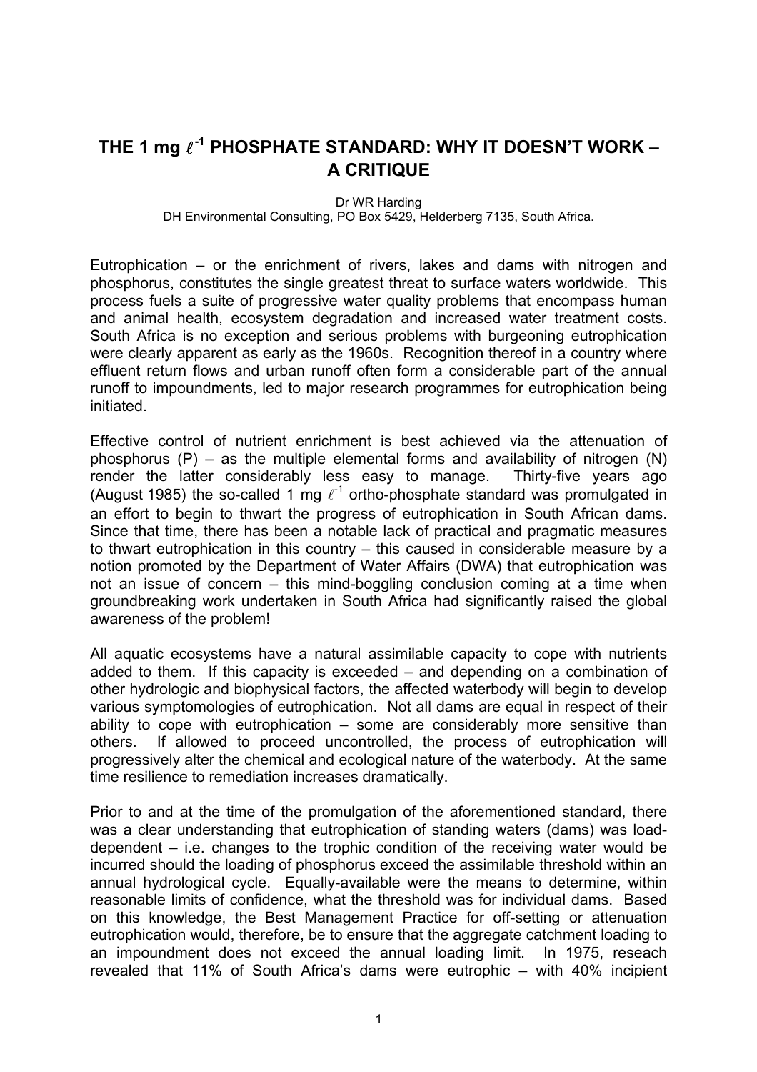# THE 1 mg $\ell^{-1}$ PHOSPHATE STANDARD: WHY IT DOESN'T WORK – A CRITIQUE

Dr WR Harding
DH Environmental Consulting, PO Box 5429, Helderberg 7135, South Africa.

Eutrophication – or the enrichment of rivers, lakes and dams with nitrogen and phosphorus, constitutes the single greatest threat to surface waters worldwide. This process fuels a suite of progressive water quality problems that encompass human and animal health, ecosystem degradation and increased water treatment costs. South Africa is no exception and serious problems with burgeoning eutrophication were clearly apparent as early as the 1960s. Recognition thereof in a country where effluent return flows and urban runoff often form a considerable part of the annual runoff to impoundments, led to major research programmes for eutrophication being initiated.

Effective control of nutrient enrichment is best achieved via the attenuation of phosphorus (P) – as the multiple elemental forms and availability of nitrogen (N) render the latter considerably less easy to manage. Thirty-five years ago (August 1985) the so-called 1 mg $\ell^{-1}$ ortho-phosphate standard was promulgated in an effort to begin to thwart the progress of eutrophication in South African dams. Since that time, there has been a notable lack of practical and pragmatic measures to thwart eutrophication in this country – this caused in considerable measure by a notion promoted by the Department of Water Affairs (DWA) that eutrophication was not an issue of concern – this mind-boggling conclusion coming at a time when groundbreaking work undertaken in South Africa had significantly raised the global awareness of the problem!

All aquatic ecosystems have a natural assimilable capacity to cope with nutrients added to them. If this capacity is exceeded – and depending on a combination of other hydrologic and biophysical factors, the affected waterbody will begin to develop various symptomologies of eutrophication. Not all dams are equal in respect of their ability to cope with eutrophication – some are considerably more sensitive than others. If allowed to proceed uncontrolled, the process of eutrophication will progressively alter the chemical and ecological nature of the waterbody. At the same time resilience to remediation increases dramatically.

Prior to and at the time of the promulgation of the aforementioned standard, there was a clear understanding that eutrophication of standing waters (dams) was load-dependent – i.e. changes to the trophic condition of the receiving water would be incurred should the loading of phosphorus exceed the assimilable threshold within an annual hydrological cycle. Equally-available were the means to determine, within reasonable limits of confidence, what the threshold was for individual dams. Based on this knowledge, the Best Management Practice for off-setting or attenuation eutrophication would, therefore, be to ensure that the aggregate catchment loading to an impoundment does not exceed the annual loading limit. In 1975, reseach revealed that 11% of South Africa's dams were eutrophic – with 40% incipient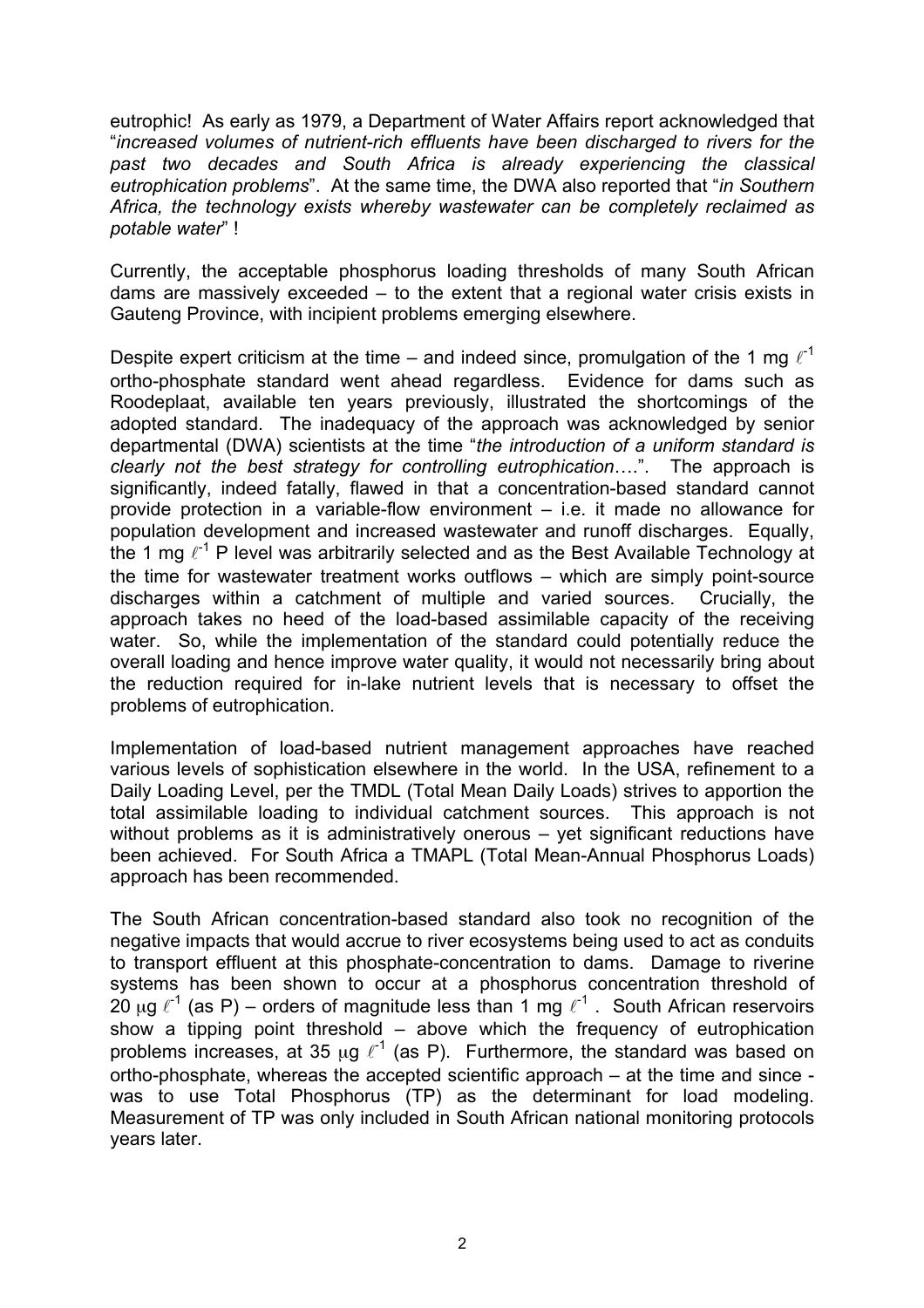eutrophic! As early as 1979, a Department of Water Affairs report acknowledged that "*increased volumes of nutrient-rich effluents have been discharged to rivers for the past two decades and South Africa is already experiencing the classical eutrophication problems*". At the same time, the DWA also reported that "*in Southern Africa, the technology exists whereby wastewater can be completely reclaimed as potable water*" !

Currently, the acceptable phosphorus loading thresholds of many South African dams are massively exceeded – to the extent that a regional water crisis exists in Gauteng Province, with incipient problems emerging elsewhere.

Despite expert criticism at the time – and indeed since, promulgation of the 1 mg $\ell^{-1}$ ortho-phosphate standard went ahead regardless. Evidence for dams such as Roodeplaat, available ten years previously, illustrated the shortcomings of the adopted standard. The inadequacy of the approach was acknowledged by senior departmental (DWA) scientists at the time "*the introduction of a uniform standard is clearly not the best strategy for controlling eutrophication*….". The approach is significantly, indeed fatally, flawed in that a concentration-based standard cannot provide protection in a variable-flow environment – i.e. it made no allowance for population development and increased wastewater and runoff discharges. Equally, the 1 mg $\ell^{-1}$ P level was arbitrarily selected and as the Best Available Technology at the time for wastewater treatment works outflows – which are simply point-source discharges within a catchment of multiple and varied sources. Crucially, the approach takes no heed of the load-based assimilable capacity of the receiving water. So, while the implementation of the standard could potentially reduce the overall loading and hence improve water quality, it would not necessarily bring about the reduction required for in-lake nutrient levels that is necessary to offset the problems of eutrophication.

Implementation of load-based nutrient management approaches have reached various levels of sophistication elsewhere in the world. In the USA, refinement to a Daily Loading Level, per the TMDL (Total Mean Daily Loads) strives to apportion the total assimilable loading to individual catchment sources. This approach is not without problems as it is administratively onerous – yet significant reductions have been achieved. For South Africa a TMAPL (Total Mean-Annual Phosphorus Loads) approach has been recommended.

The South African concentration-based standard also took no recognition of the negative impacts that would accrue to river ecosystems being used to act as conduits to transport effluent at this phosphate-concentration to dams. Damage to riverine systems has been shown to occur at a phosphorus concentration threshold of 20 $\mu$g $\ell^{-1}$ (as P) – orders of magnitude less than 1 mg $\ell^{-1}$ . South African reservoirs show a tipping point threshold – above which the frequency of eutrophication problems increases, at 35 $\mu$g $\ell^{-1}$ (as P). Furthermore, the standard was based on ortho-phosphate, whereas the accepted scientific approach – at the time and since - was to use Total Phosphorus (TP) as the determinant for load modeling. Measurement of TP was only included in South African national monitoring protocols years later.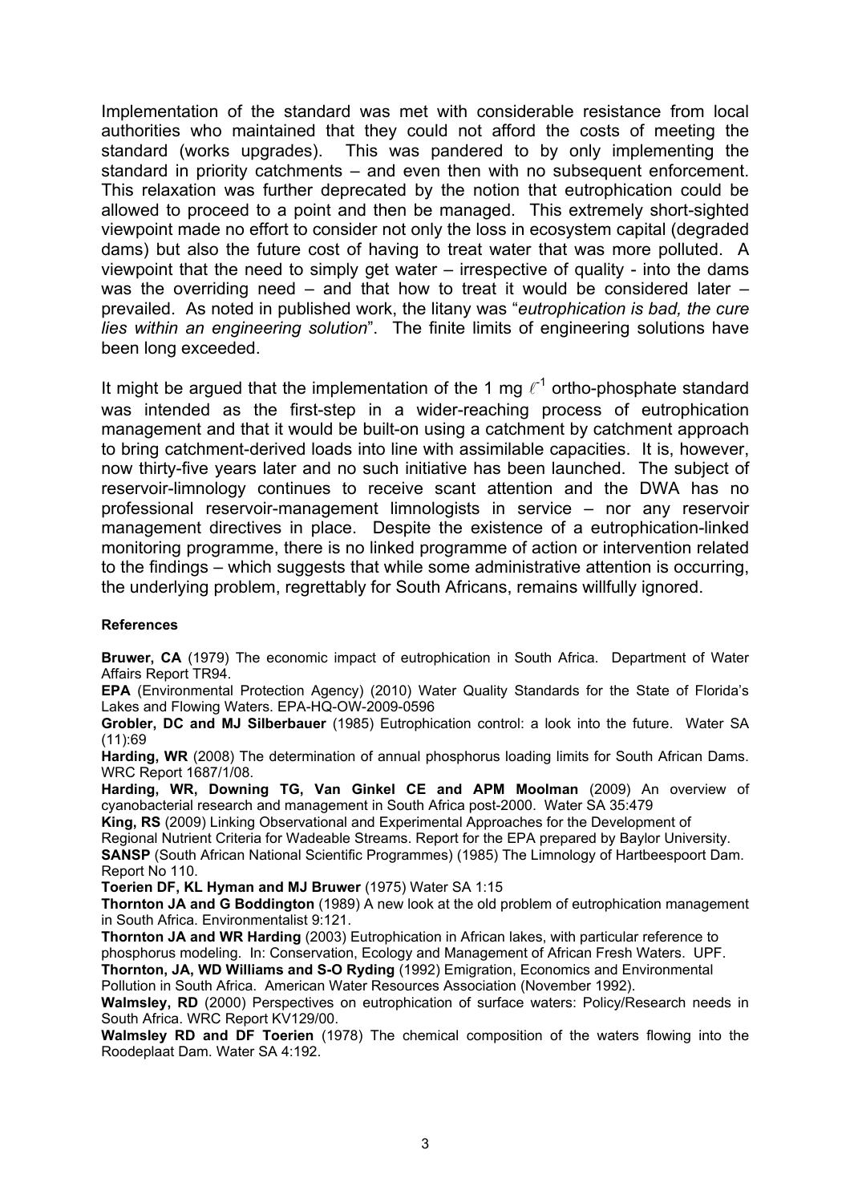Implementation of the standard was met with considerable resistance from local authorities who maintained that they could not afford the costs of meeting the standard (works upgrades). This was pandered to by only implementing the standard in priority catchments – and even then with no subsequent enforcement. This relaxation was further deprecated by the notion that eutrophication could be allowed to proceed to a point and then be managed. This extremely short-sighted viewpoint made no effort to consider not only the loss in ecosystem capital (degraded dams) but also the future cost of having to treat water that was more polluted. A viewpoint that the need to simply get water – irrespective of quality - into the dams was the overriding need – and that how to treat it would be considered later – prevailed. As noted in published work, the litany was "*eutrophication is bad, the cure lies within an engineering solution*". The finite limits of engineering solutions have been long exceeded.

It might be argued that the implementation of the 1 mg $\ell^{-1}$ ortho-phosphate standard was intended as the first-step in a wider-reaching process of eutrophication management and that it would be built-on using a catchment by catchment approach to bring catchment-derived loads into line with assimilable capacities. It is, however, now thirty-five years later and no such initiative has been launched. The subject of reservoir-limnology continues to receive scant attention and the DWA has no professional reservoir-management limnologists in service – nor any reservoir management directives in place. Despite the existence of a eutrophication-linked monitoring programme, there is no linked programme of action or intervention related to the findings – which suggests that while some administrative attention is occurring, the underlying problem, regrettably for South Africans, remains willfully ignored.

#### References

**Bruwer, CA** (1979) The economic impact of eutrophication in South Africa. Department of Water Affairs Report TR94.

**EPA** (Environmental Protection Agency) (2010) Water Quality Standards for the State of Florida's Lakes and Flowing Waters. EPA-HQ-OW-2009-0596

**Grobler, DC and MJ Silberbauer** (1985) Eutrophication control: a look into the future. Water SA (11):69

**Harding, WR** (2008) The determination of annual phosphorus loading limits for South African Dams. WRC Report 1687/1/08.

**Harding, WR, Downing TG, Van Ginkel CE and APM Moolman** (2009) An overview of cyanobacterial research and management in South Africa post-2000. Water SA 35:479

**King, RS** (2009) Linking Observational and Experimental Approaches for the Development of Regional Nutrient Criteria for Wadeable Streams. Report for the EPA prepared by Baylor University.

**SANSP** (South African National Scientific Programmes) (1985) The Limnology of Hartbeespoort Dam. Report No 110.

**Toerien DF, KL Hyman and MJ Bruwer** (1975) Water SA 1:15

**Thornton JA and G Boddington** (1989) A new look at the old problem of eutrophication management in South Africa. Environmentalist 9:121.

**Thornton JA and WR Harding** (2003) Eutrophication in African lakes, with particular reference to phosphorus modeling. In: Conservation, Ecology and Management of African Fresh Waters. UPF.

**Thornton, JA, WD Williams and S-O Ryding** (1992) Emigration, Economics and Environmental Pollution in South Africa. American Water Resources Association (November 1992).

**Walmsley, RD** (2000) Perspectives on eutrophication of surface waters: Policy/Research needs in South Africa. WRC Report KV129/00.

**Walmsley RD and DF Toerien** (1978) The chemical composition of the waters flowing into the Roodeplaat Dam. Water SA 4:192.